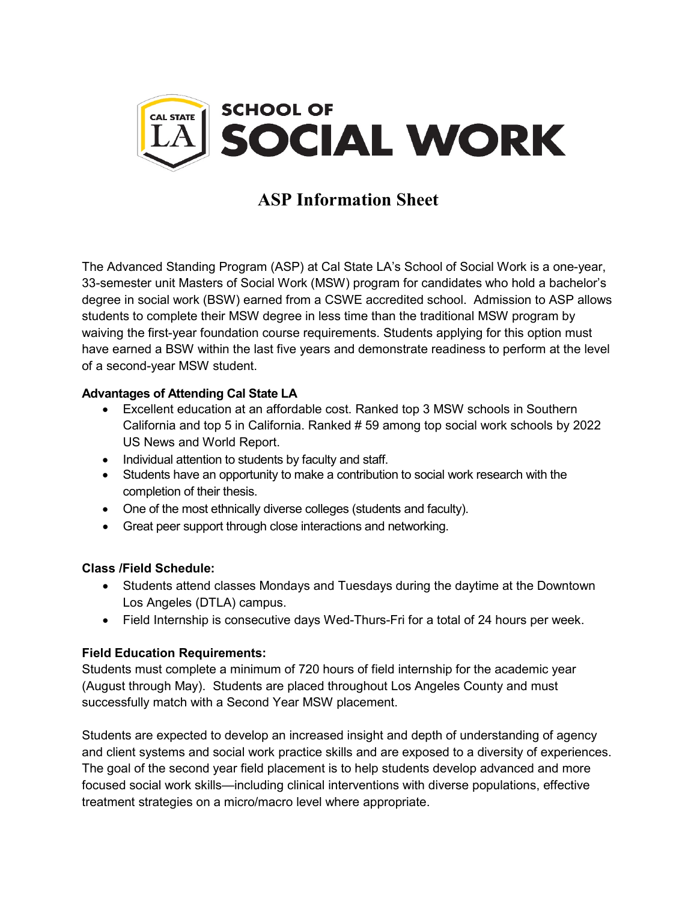CAL STATE LA

# SCHOOL OF SOCIAL WORK

## ASP Information Sheet

The Advanced Standing Program (ASP) at Cal State LA's School of Social Work is a one-year, 33-semester unit Masters of Social Work (MSW) program for candidates who hold a bachelor's degree in social work (BSW) earned from a CSWE accredited school. Admission to ASP allows students to complete their MSW degree in less time than the traditional MSW program by waiving the first-year foundation course requirements. Students applying for this option must have earned a BSW within the last five years and demonstrate readiness to perform at the level of a second-year MSW student.

**Advantages of Attending Cal State LA**

- Excellent education at an affordable cost. Ranked top 3 MSW schools in Southern California and top 5 in California. Ranked # 59 among top social work schools by 2022 US News and World Report.
- Individual attention to students by faculty and staff.
- Students have an opportunity to make a contribution to social work research with the completion of their thesis.
- One of the most ethnically diverse colleges (students and faculty).
- Great peer support through close interactions and networking.

**Class /Field Schedule:**

- Students attend classes Mondays and Tuesdays during the daytime at the Downtown Los Angeles (DTLA) campus.
- Field Internship is consecutive days Wed-Thurs-Fri for a total of 24 hours per week.

**Field Education Requirements:**

Students must complete a minimum of 720 hours of field internship for the academic year (August through May). Students are placed throughout Los Angeles County and must successfully match with a Second Year MSW placement.

Students are expected to develop an increased insight and depth of understanding of agency and client systems and social work practice skills and are exposed to a diversity of experiences. The goal of the second year field placement is to help students develop advanced and more focused social work skills—including clinical interventions with diverse populations, effective treatment strategies on a micro/macro level where appropriate.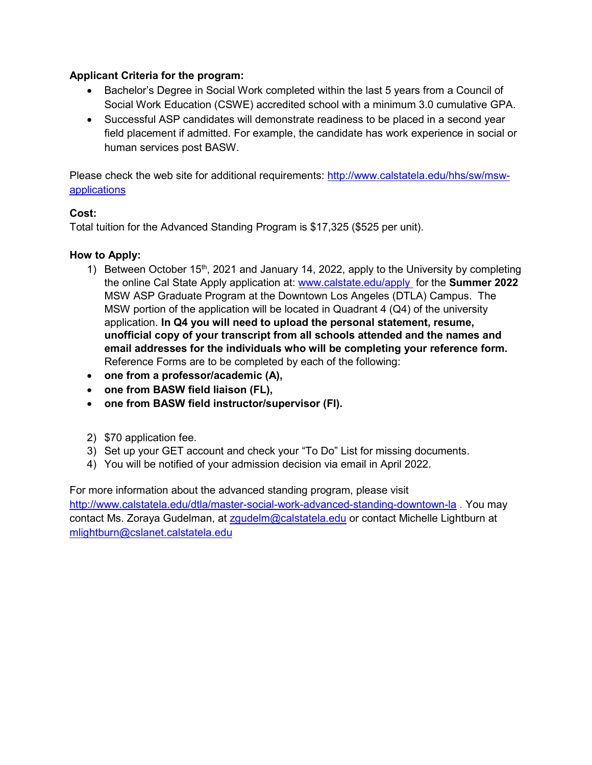**Applicant Criteria for the program:**

- Bachelor's Degree in Social Work completed within the last 5 years from a Council of Social Work Education (CSWE) accredited school with a minimum 3.0 cumulative GPA.
- Successful ASP candidates will demonstrate readiness to be placed in a second year field placement if admitted. For example, the candidate has work experience in social or human services post BASW.

Please check the web site for additional requirements: [http://www.calstatela.edu/hhs/sw/msw-applications](http://www.calstatela.edu/hhs/sw/msw-applications)

**Cost:**

Total tuition for the Advanced Standing Program is $17,325 ($525 per unit).

**How to Apply:**

1) Between October 15th, 2021 and January 14, 2022, apply to the University by completing the online Cal State Apply application at: [www.calstate.edu/apply](www.calstate.edu/apply) for the **Summer 2022** MSW ASP Graduate Program at the Downtown Los Angeles (DTLA) Campus. The MSW portion of the application will be located in Quadrant 4 (Q4) of the university application. **In Q4 you will need to upload the personal statement, resume, unofficial copy of your transcript from all schools attended and the names and email addresses for the individuals who will be completing your reference form.** Reference Forms are to be completed by each of the following:
   - **one from a professor/academic (A),**
   - **one from BASW field liaison (FL),**
   - **one from BASW field instructor/supervisor (FI).**
2) $70 application fee.
3) Set up your GET account and check your "To Do" List for missing documents.
4) You will be notified of your admission decision via email in April 2022.

For more information about the advanced standing program, please visit [http://www.calstatela.edu/dtla/master-social-work-advanced-standing-downtown-la](http://www.calstatela.edu/dtla/master-social-work-advanced-standing-downtown-la) . You may contact Ms. Zoraya Gudelman, at [zgudelm@calstatela.edu](mailto:zgudelm@calstatela.edu) or contact Michelle Lightburn at [mlightburn@cslanet.calstatela.edu](mailto:mlightburn@cslanet.calstatela.edu)